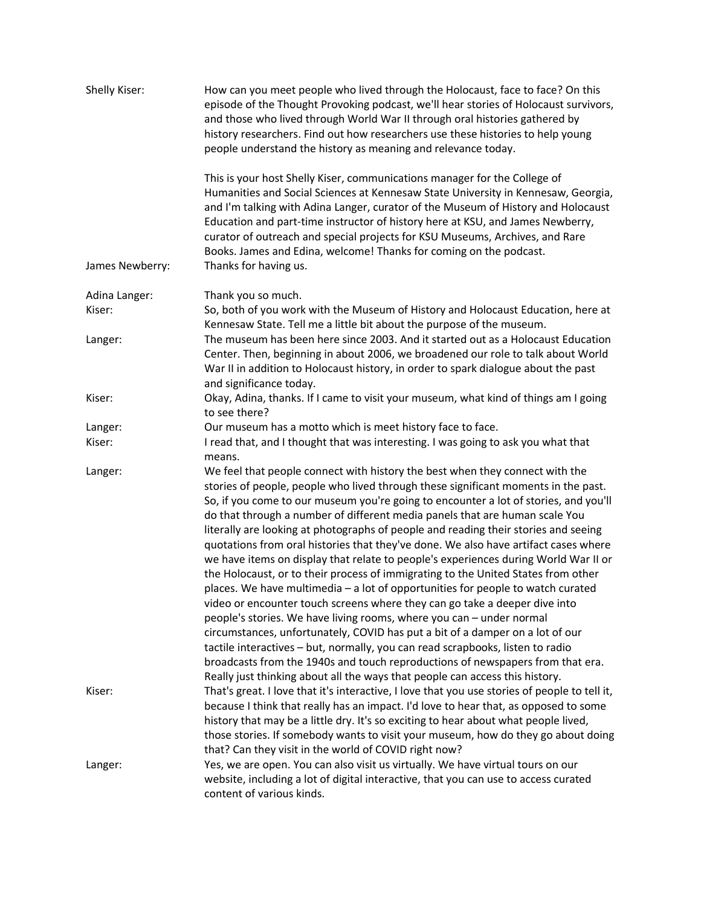**Shelly Kiser:** How can you meet people who lived through the Holocaust, face to face? On this episode of the Thought Provoking podcast, we'll hear stories of Holocaust survivors, and those who lived through World War II through oral histories gathered by history researchers. Find out how researchers use these histories to help young people understand the history as meaning and relevance today.

This is your host Shelly Kiser, communications manager for the College of Humanities and Social Sciences at Kennesaw State University in Kennesaw, Georgia, and I'm talking with Adina Langer, curator of the Museum of History and Holocaust Education and part-time instructor of history here at KSU, and James Newberry, curator of outreach and special projects for KSU Museums, Archives, and Rare Books. James and Edina, welcome! Thanks for coming on the podcast.

**James Newberry:** Thanks for having us.

**Adina Langer:** Thank you so much.

**Kiser:** So, both of you work with the Museum of History and Holocaust Education, here at Kennesaw State. Tell me a little bit about the purpose of the museum.

**Langer:** The museum has been here since 2003. And it started out as a Holocaust Education Center. Then, beginning in about 2006, we broadened our role to talk about World War II in addition to Holocaust history, in order to spark dialogue about the past and significance today.

**Kiser:** Okay, Adina, thanks. If I came to visit your museum, what kind of things am I going to see there?

**Langer:** Our museum has a motto which is meet history face to face.

**Kiser:** I read that, and I thought that was interesting. I was going to ask you what that means.

**Langer:** We feel that people connect with history the best when they connect with the stories of people, people who lived through these significant moments in the past. So, if you come to our museum you're going to encounter a lot of stories, and you'll do that through a number of different media panels that are human scale You literally are looking at photographs of people and reading their stories and seeing quotations from oral histories that they've done. We also have artifact cases where we have items on display that relate to people's experiences during World War II or the Holocaust, or to their process of immigrating to the United States from other places. We have multimedia – a lot of opportunities for people to watch curated video or encounter touch screens where they can go take a deeper dive into people's stories. We have living rooms, where you can – under normal circumstances, unfortunately, COVID has put a bit of a damper on a lot of our tactile interactives – but, normally, you can read scrapbooks, listen to radio broadcasts from the 1940s and touch reproductions of newspapers from that era. Really just thinking about all the ways that people can access this history.

**Kiser:** That's great. I love that it's interactive, I love that you use stories of people to tell it, because I think that really has an impact. I'd love to hear that, as opposed to some history that may be a little dry. It's so exciting to hear about what people lived, those stories. If somebody wants to visit your museum, how do they go about doing that? Can they visit in the world of COVID right now?

**Langer:** Yes, we are open. You can also visit us virtually. We have virtual tours on our website, including a lot of digital interactive, that you can use to access curated content of various kinds.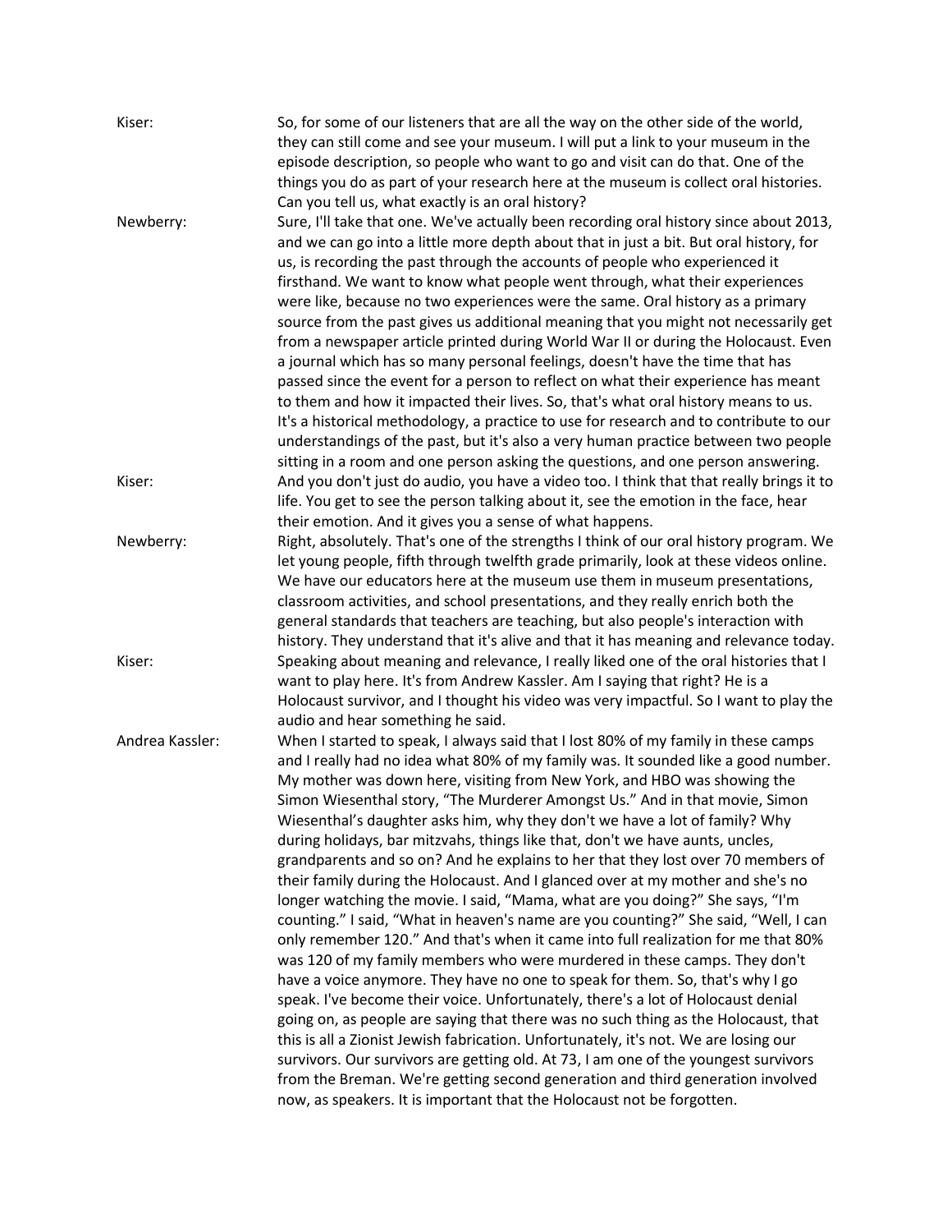**Kiser:** So, for some of our listeners that are all the way on the other side of the world, they can still come and see your museum. I will put a link to your museum in the episode description, so people who want to go and visit can do that. One of the things you do as part of your research here at the museum is collect oral histories. Can you tell us, what exactly is an oral history?

**Newberry:** Sure, I'll take that one. We've actually been recording oral history since about 2013, and we can go into a little more depth about that in just a bit. But oral history, for us, is recording the past through the accounts of people who experienced it firsthand. We want to know what people went through, what their experiences were like, because no two experiences were the same. Oral history as a primary source from the past gives us additional meaning that you might not necessarily get from a newspaper article printed during World War II or during the Holocaust. Even a journal which has so many personal feelings, doesn't have the time that has passed since the event for a person to reflect on what their experience has meant to them and how it impacted their lives. So, that's what oral history means to us. It's a historical methodology, a practice to use for research and to contribute to our understandings of the past, but it's also a very human practice between two people sitting in a room and one person asking the questions, and one person answering.

**Kiser:** And you don't just do audio, you have a video too. I think that that really brings it to life. You get to see the person talking about it, see the emotion in the face, hear their emotion. And it gives you a sense of what happens.

**Newberry:** Right, absolutely. That's one of the strengths I think of our oral history program. We let young people, fifth through twelfth grade primarily, look at these videos online. We have our educators here at the museum use them in museum presentations, classroom activities, and school presentations, and they really enrich both the general standards that teachers are teaching, but also people's interaction with history. They understand that it's alive and that it has meaning and relevance today.

**Kiser:** Speaking about meaning and relevance, I really liked one of the oral histories that I want to play here. It's from Andrew Kassler. Am I saying that right? He is a Holocaust survivor, and I thought his video was very impactful. So I want to play the audio and hear something he said.

**Andrea Kassler:** When I started to speak, I always said that I lost 80% of my family in these camps and I really had no idea what 80% of my family was. It sounded like a good number. My mother was down here, visiting from New York, and HBO was showing the Simon Wiesenthal story, "The Murderer Amongst Us." And in that movie, Simon Wiesenthal's daughter asks him, why they don't we have a lot of family? Why during holidays, bar mitzvahs, things like that, don't we have aunts, uncles, grandparents and so on? And he explains to her that they lost over 70 members of their family during the Holocaust. And I glanced over at my mother and she's no longer watching the movie. I said, "Mama, what are you doing?" She says, "I'm counting." I said, "What in heaven's name are you counting?" She said, "Well, I can only remember 120." And that's when it came into full realization for me that 80% was 120 of my family members who were murdered in these camps. They don't have a voice anymore. They have no one to speak for them. So, that's why I go speak. I've become their voice. Unfortunately, there's a lot of Holocaust denial going on, as people are saying that there was no such thing as the Holocaust, that this is all a Zionist Jewish fabrication. Unfortunately, it's not. We are losing our survivors. Our survivors are getting old. At 73, I am one of the youngest survivors from the Breman. We're getting second generation and third generation involved now, as speakers. It is important that the Holocaust not be forgotten.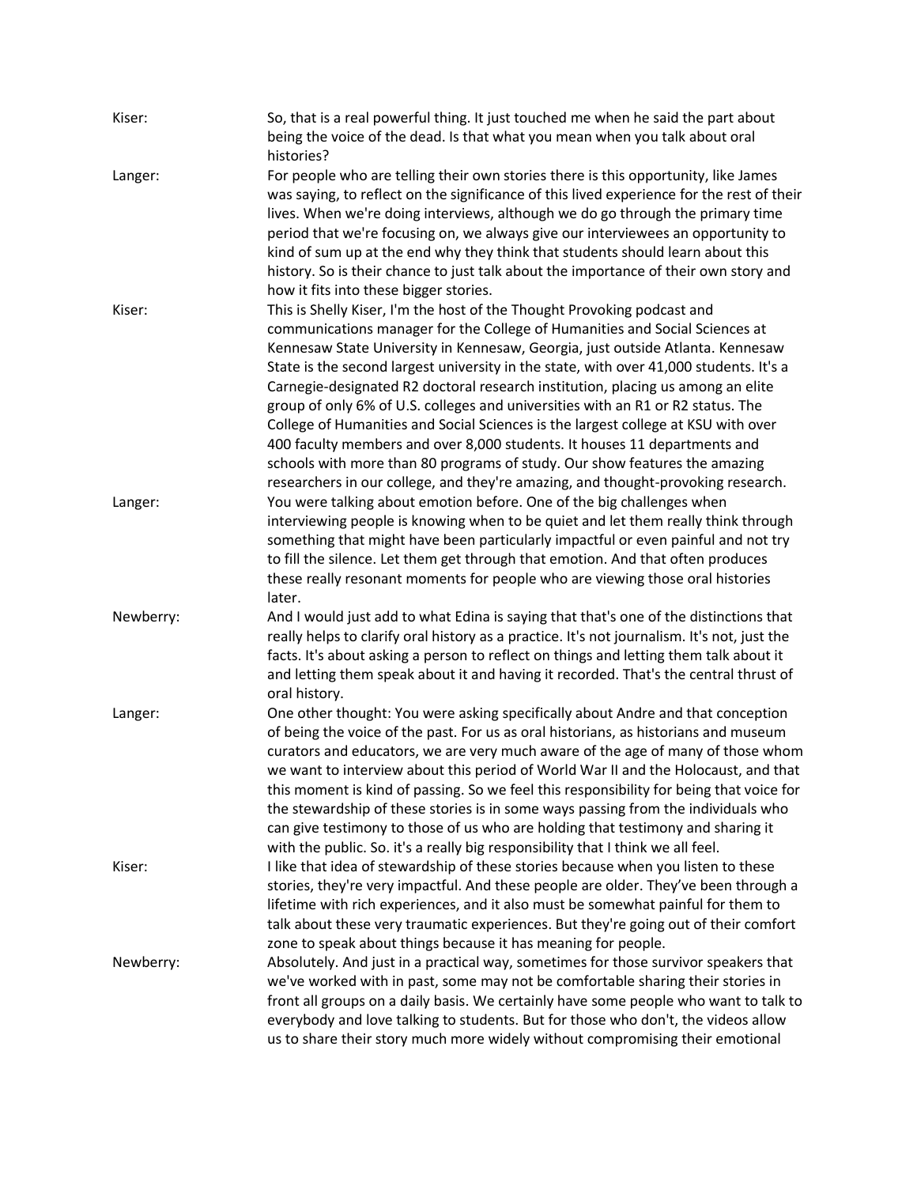**Kiser:** So, that is a real powerful thing. It just touched me when he said the part about being the voice of the dead. Is that what you mean when you talk about oral histories?

**Langer:** For people who are telling their own stories there is this opportunity, like James was saying, to reflect on the significance of this lived experience for the rest of their lives. When we're doing interviews, although we do go through the primary time period that we're focusing on, we always give our interviewees an opportunity to kind of sum up at the end why they think that students should learn about this history. So is their chance to just talk about the importance of their own story and how it fits into these bigger stories.

**Kiser:** This is Shelly Kiser, I'm the host of the Thought Provoking podcast and communications manager for the College of Humanities and Social Sciences at Kennesaw State University in Kennesaw, Georgia, just outside Atlanta. Kennesaw State is the second largest university in the state, with over 41,000 students. It's a Carnegie-designated R2 doctoral research institution, placing us among an elite group of only 6% of U.S. colleges and universities with an R1 or R2 status. The College of Humanities and Social Sciences is the largest college at KSU with over 400 faculty members and over 8,000 students. It houses 11 departments and schools with more than 80 programs of study. Our show features the amazing researchers in our college, and they're amazing, and thought-provoking research.

**Langer:** You were talking about emotion before. One of the big challenges when interviewing people is knowing when to be quiet and let them really think through something that might have been particularly impactful or even painful and not try to fill the silence. Let them get through that emotion. And that often produces these really resonant moments for people who are viewing those oral histories later.

**Newberry:** And I would just add to what Edina is saying that that's one of the distinctions that really helps to clarify oral history as a practice. It's not journalism. It's not, just the facts. It's about asking a person to reflect on things and letting them talk about it and letting them speak about it and having it recorded. That's the central thrust of oral history.

**Langer:** One other thought: You were asking specifically about Andre and that conception of being the voice of the past. For us as oral historians, as historians and museum curators and educators, we are very much aware of the age of many of those whom we want to interview about this period of World War II and the Holocaust, and that this moment is kind of passing. So we feel this responsibility for being that voice for the stewardship of these stories is in some ways passing from the individuals who can give testimony to those of us who are holding that testimony and sharing it with the public. So. it's a really big responsibility that I think we all feel.

**Kiser:** I like that idea of stewardship of these stories because when you listen to these stories, they're very impactful. And these people are older. They've been through a lifetime with rich experiences, and it also must be somewhat painful for them to talk about these very traumatic experiences. But they're going out of their comfort zone to speak about things because it has meaning for people.

**Newberry:** Absolutely. And just in a practical way, sometimes for those survivor speakers that we've worked with in past, some may not be comfortable sharing their stories in front all groups on a daily basis. We certainly have some people who want to talk to everybody and love talking to students. But for those who don't, the videos allow us to share their story much more widely without compromising their emotional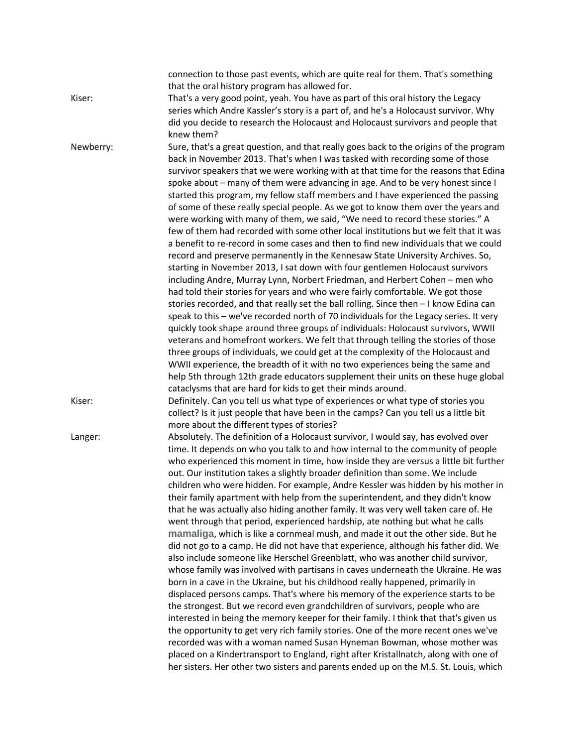connection to those past events, which are quite real for them. That's something that the oral history program has allowed for.

Kiser: That's a very good point, yeah. You have as part of this oral history the Legacy series which Andre Kassler's story is a part of, and he's a Holocaust survivor. Why did you decide to research the Holocaust and Holocaust survivors and people that knew them?

Newberry: Sure, that's a great question, and that really goes back to the origins of the program back in November 2013. That's when I was tasked with recording some of those survivor speakers that we were working with at that time for the reasons that Edina spoke about – many of them were advancing in age. And to be very honest since I started this program, my fellow staff members and I have experienced the passing of some of these really special people. As we got to know them over the years and were working with many of them, we said, "We need to record these stories." A few of them had recorded with some other local institutions but we felt that it was a benefit to re-record in some cases and then to find new individuals that we could record and preserve permanently in the Kennesaw State University Archives. So, starting in November 2013, I sat down with four gentlemen Holocaust survivors including Andre, Murray Lynn, Norbert Friedman, and Herbert Cohen – men who had told their stories for years and who were fairly comfortable. We got those stories recorded, and that really set the ball rolling. Since then – I know Edina can speak to this – we've recorded north of 70 individuals for the Legacy series. It very quickly took shape around three groups of individuals: Holocaust survivors, WWII veterans and homefront workers. We felt that through telling the stories of those three groups of individuals, we could get at the complexity of the Holocaust and WWII experience, the breadth of it with no two experiences being the same and help 5th through 12th grade educators supplement their units on these huge global cataclysms that are hard for kids to get their minds around.

Kiser: Definitely. Can you tell us what type of experiences or what type of stories you collect? Is it just people that have been in the camps? Can you tell us a little bit more about the different types of stories?

Langer: Absolutely. The definition of a Holocaust survivor, I would say, has evolved over time. It depends on who you talk to and how internal to the community of people who experienced this moment in time, how inside they are versus a little bit further out. Our institution takes a slightly broader definition than some. We include children who were hidden. For example, Andre Kessler was hidden by his mother in their family apartment with help from the superintendent, and they didn't know that he was actually also hiding another family. It was very well taken care of. He went through that period, experienced hardship, ate nothing but what he calls **mamaliga**, which is like a cornmeal mush, and made it out the other side. But he did not go to a camp. He did not have that experience, although his father did. We also include someone like Herschel Greenblatt, who was another child survivor, whose family was involved with partisans in caves underneath the Ukraine. He was born in a cave in the Ukraine, but his childhood really happened, primarily in displaced persons camps. That's where his memory of the experience starts to be the strongest. But we record even grandchildren of survivors, people who are interested in being the memory keeper for their family. I think that that's given us the opportunity to get very rich family stories. One of the more recent ones we've recorded was with a woman named Susan Hyneman Bowman, whose mother was placed on a Kindertransport to England, right after Kristallnacht, along with one of her sisters. Her other two sisters and parents ended up on the M.S. St. Louis, which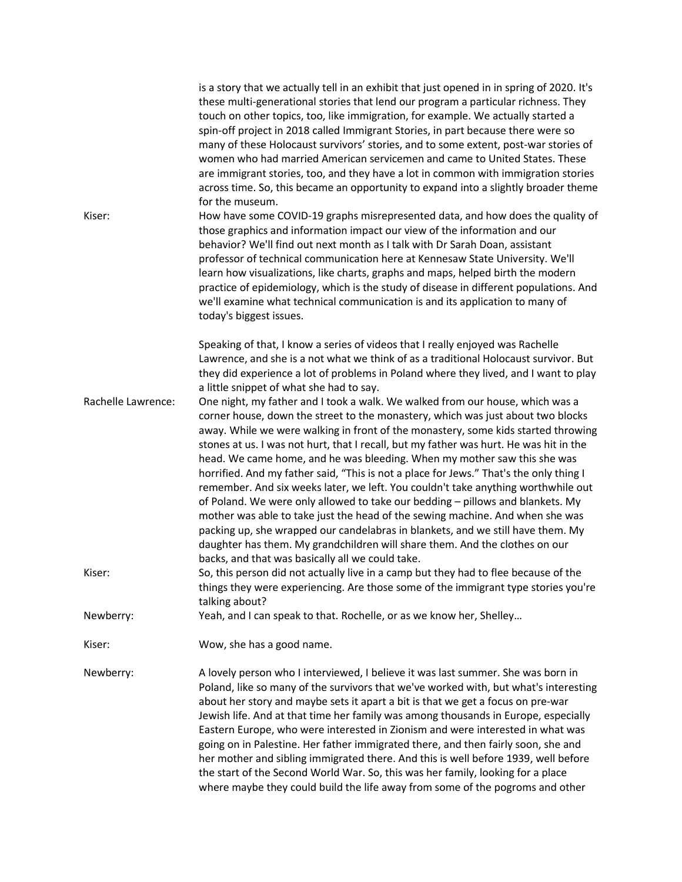is a story that we actually tell in an exhibit that just opened in in spring of 2020. It's these multi-generational stories that lend our program a particular richness. They touch on other topics, too, like immigration, for example. We actually started a spin-off project in 2018 called Immigrant Stories, in part because there were so many of these Holocaust survivors' stories, and to some extent, post-war stories of women who had married American servicemen and came to United States. These are immigrant stories, too, and they have a lot in common with immigration stories across time. So, this became an opportunity to expand into a slightly broader theme for the museum.

Kiser: How have some COVID-19 graphs misrepresented data, and how does the quality of those graphics and information impact our view of the information and our behavior? We'll find out next month as I talk with Dr Sarah Doan, assistant professor of technical communication here at Kennesaw State University. We'll learn how visualizations, like charts, graphs and maps, helped birth the modern practice of epidemiology, which is the study of disease in different populations. And we'll examine what technical communication is and its application to many of today's biggest issues.

Speaking of that, I know a series of videos that I really enjoyed was Rachelle Lawrence, and she is a not what we think of as a traditional Holocaust survivor. But they did experience a lot of problems in Poland where they lived, and I want to play a little snippet of what she had to say.

Rachelle Lawrence: One night, my father and I took a walk. We walked from our house, which was a corner house, down the street to the monastery, which was just about two blocks away. While we were walking in front of the monastery, some kids started throwing stones at us. I was not hurt, that I recall, but my father was hurt. He was hit in the head. We came home, and he was bleeding. When my mother saw this she was horrified. And my father said, "This is not a place for Jews." That's the only thing I remember. And six weeks later, we left. You couldn't take anything worthwhile out of Poland. We were only allowed to take our bedding – pillows and blankets. My mother was able to take just the head of the sewing machine. And when she was packing up, she wrapped our candelabras in blankets, and we still have them. My daughter has them. My grandchildren will share them. And the clothes on our backs, and that was basically all we could take.

Kiser: So, this person did not actually live in a camp but they had to flee because of the things they were experiencing. Are those some of the immigrant type stories you're talking about?

Newberry: Yeah, and I can speak to that. Rochelle, or as we know her, Shelley…

Kiser: Wow, she has a good name.

Newberry: A lovely person who I interviewed, I believe it was last summer. She was born in Poland, like so many of the survivors that we've worked with, but what's interesting about her story and maybe sets it apart a bit is that we get a focus on pre-war Jewish life. And at that time her family was among thousands in Europe, especially Eastern Europe, who were interested in Zionism and were interested in what was going on in Palestine. Her father immigrated there, and then fairly soon, she and her mother and sibling immigrated there. And this is well before 1939, well before the start of the Second World War. So, this was her family, looking for a place where maybe they could build the life away from some of the pogroms and other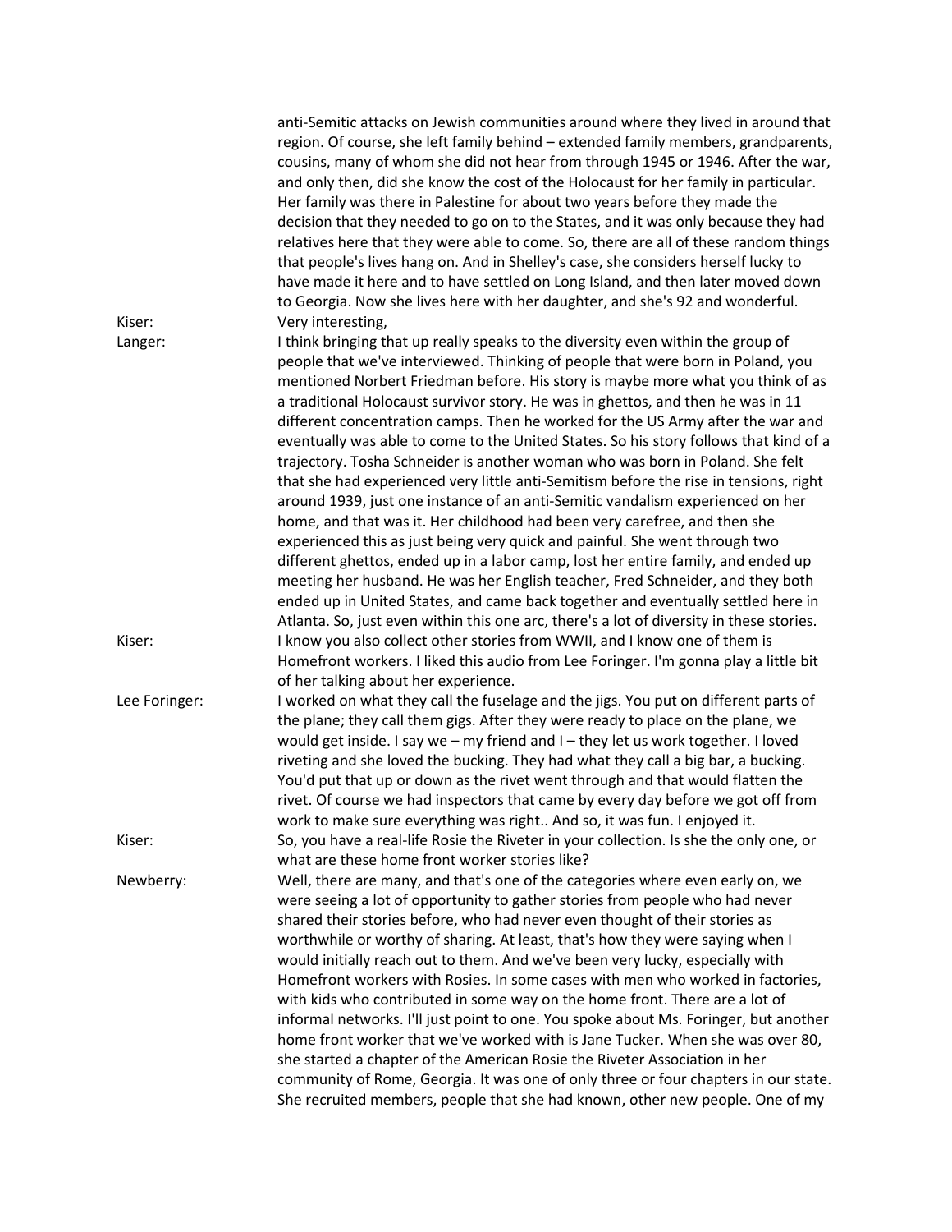anti-Semitic attacks on Jewish communities around where they lived in around that region. Of course, she left family behind – extended family members, grandparents, cousins, many of whom she did not hear from through 1945 or 1946. After the war, and only then, did she know the cost of the Holocaust for her family in particular. Her family was there in Palestine for about two years before they made the decision that they needed to go on to the States, and it was only because they had relatives here that they were able to come. So, there are all of these random things that people's lives hang on. And in Shelley's case, she considers herself lucky to have made it here and to have settled on Long Island, and then later moved down to Georgia. Now she lives here with her daughter, and she's 92 and wonderful.

**Kiser:** Very interesting,

**Langer:** I think bringing that up really speaks to the diversity even within the group of people that we've interviewed. Thinking of people that were born in Poland, you mentioned Norbert Friedman before. His story is maybe more what you think of as a traditional Holocaust survivor story. He was in ghettos, and then he was in 11 different concentration camps. Then he worked for the US Army after the war and eventually was able to come to the United States. So his story follows that kind of a trajectory. Tosha Schneider is another woman who was born in Poland. She felt that she had experienced very little anti-Semitism before the rise in tensions, right around 1939, just one instance of an anti-Semitic vandalism experienced on her home, and that was it. Her childhood had been very carefree, and then she experienced this as just being very quick and painful. She went through two different ghettos, ended up in a labor camp, lost her entire family, and ended up meeting her husband. He was her English teacher, Fred Schneider, and they both ended up in United States, and came back together and eventually settled here in Atlanta. So, just even within this one arc, there's a lot of diversity in these stories.

**Kiser:** I know you also collect other stories from WWII, and I know one of them is Homefront workers. I liked this audio from Lee Foringer. I'm gonna play a little bit of her talking about her experience.

**Lee Foringer:** I worked on what they call the fuselage and the jigs. You put on different parts of the plane; they call them gigs. After they were ready to place on the plane, we would get inside. I say we – my friend and I – they let us work together. I loved riveting and she loved the bucking. They had what they call a big bar, a bucking. You'd put that up or down as the rivet went through and that would flatten the rivet. Of course we had inspectors that came by every day before we got off from work to make sure everything was right.. And so, it was fun. I enjoyed it.

**Kiser:** So, you have a real-life Rosie the Riveter in your collection. Is she the only one, or what are these home front worker stories like?

**Newberry:** Well, there are many, and that's one of the categories where even early on, we were seeing a lot of opportunity to gather stories from people who had never shared their stories before, who had never even thought of their stories as worthwhile or worthy of sharing. At least, that's how they were saying when I would initially reach out to them. And we've been very lucky, especially with Homefront workers with Rosies. In some cases with men who worked in factories, with kids who contributed in some way on the home front. There are a lot of informal networks. I'll just point to one. You spoke about Ms. Foringer, but another home front worker that we've worked with is Jane Tucker. When she was over 80, she started a chapter of the American Rosie the Riveter Association in her community of Rome, Georgia. It was one of only three or four chapters in our state. She recruited members, people that she had known, other new people. One of my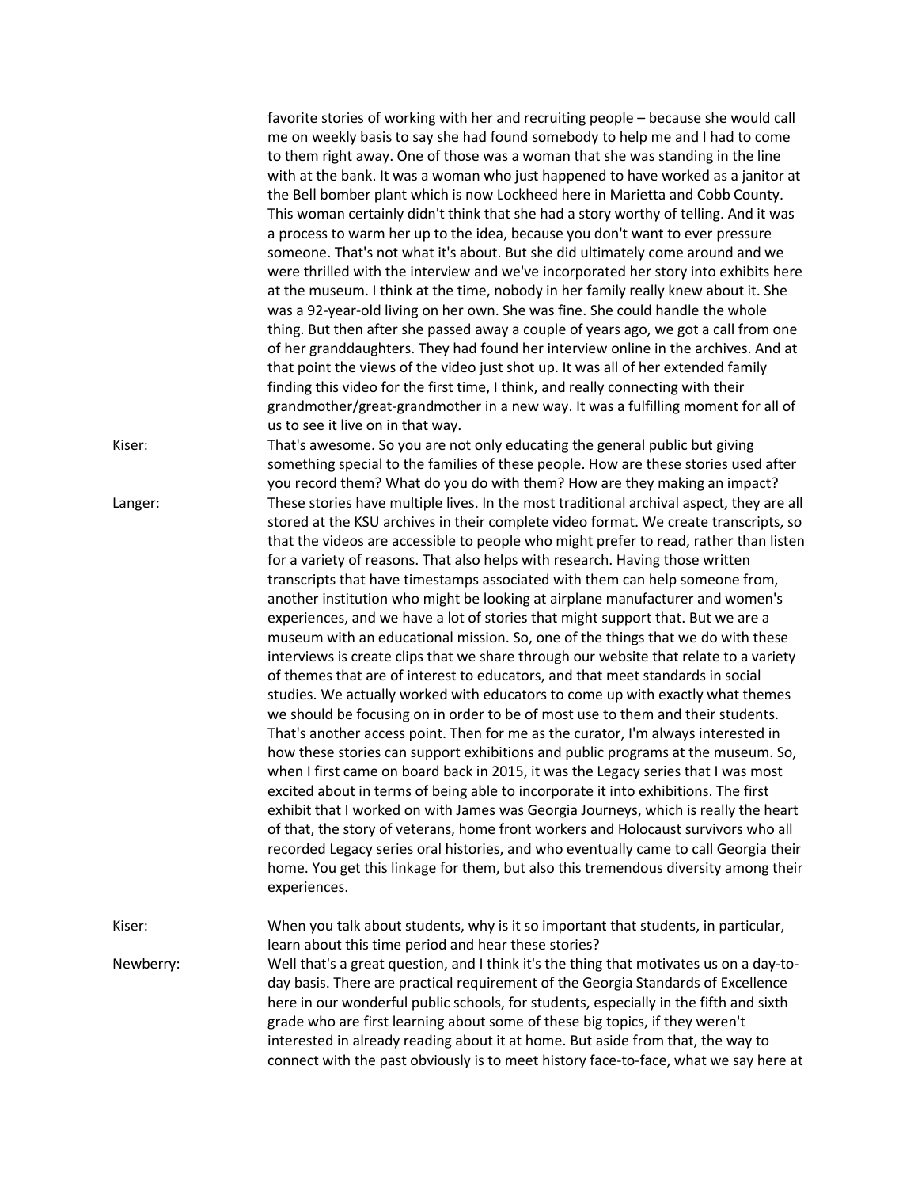favorite stories of working with her and recruiting people – because she would call me on weekly basis to say she had found somebody to help me and I had to come to them right away. One of those was a woman that she was standing in the line with at the bank. It was a woman who just happened to have worked as a janitor at the Bell bomber plant which is now Lockheed here in Marietta and Cobb County. This woman certainly didn't think that she had a story worthy of telling. And it was a process to warm her up to the idea, because you don't want to ever pressure someone. That's not what it's about. But she did ultimately come around and we were thrilled with the interview and we've incorporated her story into exhibits here at the museum. I think at the time, nobody in her family really knew about it. She was a 92-year-old living on her own. She was fine. She could handle the whole thing. But then after she passed away a couple of years ago, we got a call from one of her granddaughters. They had found her interview online in the archives. And at that point the views of the video just shot up. It was all of her extended family finding this video for the first time, I think, and really connecting with their grandmother/great-grandmother in a new way. It was a fulfilling moment for all of us to see it live on in that way.

**Kiser:** That's awesome. So you are not only educating the general public but giving something special to the families of these people. How are these stories used after you record them? What do you do with them? How are they making an impact?

**Langer:** These stories have multiple lives. In the most traditional archival aspect, they are all stored at the KSU archives in their complete video format. We create transcripts, so that the videos are accessible to people who might prefer to read, rather than listen for a variety of reasons. That also helps with research. Having those written transcripts that have timestamps associated with them can help someone from, another institution who might be looking at airplane manufacturer and women's experiences, and we have a lot of stories that might support that. But we are a museum with an educational mission. So, one of the things that we do with these interviews is create clips that we share through our website that relate to a variety of themes that are of interest to educators, and that meet standards in social studies. We actually worked with educators to come up with exactly what themes we should be focusing on in order to be of most use to them and their students. That's another access point. Then for me as the curator, I'm always interested in how these stories can support exhibitions and public programs at the museum. So, when I first came on board back in 2015, it was the Legacy series that I was most excited about in terms of being able to incorporate it into exhibitions. The first exhibit that I worked on with James was Georgia Journeys, which is really the heart of that, the story of veterans, home front workers and Holocaust survivors who all recorded Legacy series oral histories, and who eventually came to call Georgia their home. You get this linkage for them, but also this tremendous diversity among their experiences.

**Kiser:** When you talk about students, why is it so important that students, in particular, learn about this time period and hear these stories?

**Newberry:** Well that's a great question, and I think it's the thing that motivates us on a day-to-day basis. There are practical requirement of the Georgia Standards of Excellence here in our wonderful public schools, for students, especially in the fifth and sixth grade who are first learning about some of these big topics, if they weren't interested in already reading about it at home. But aside from that, the way to connect with the past obviously is to meet history face-to-face, what we say here at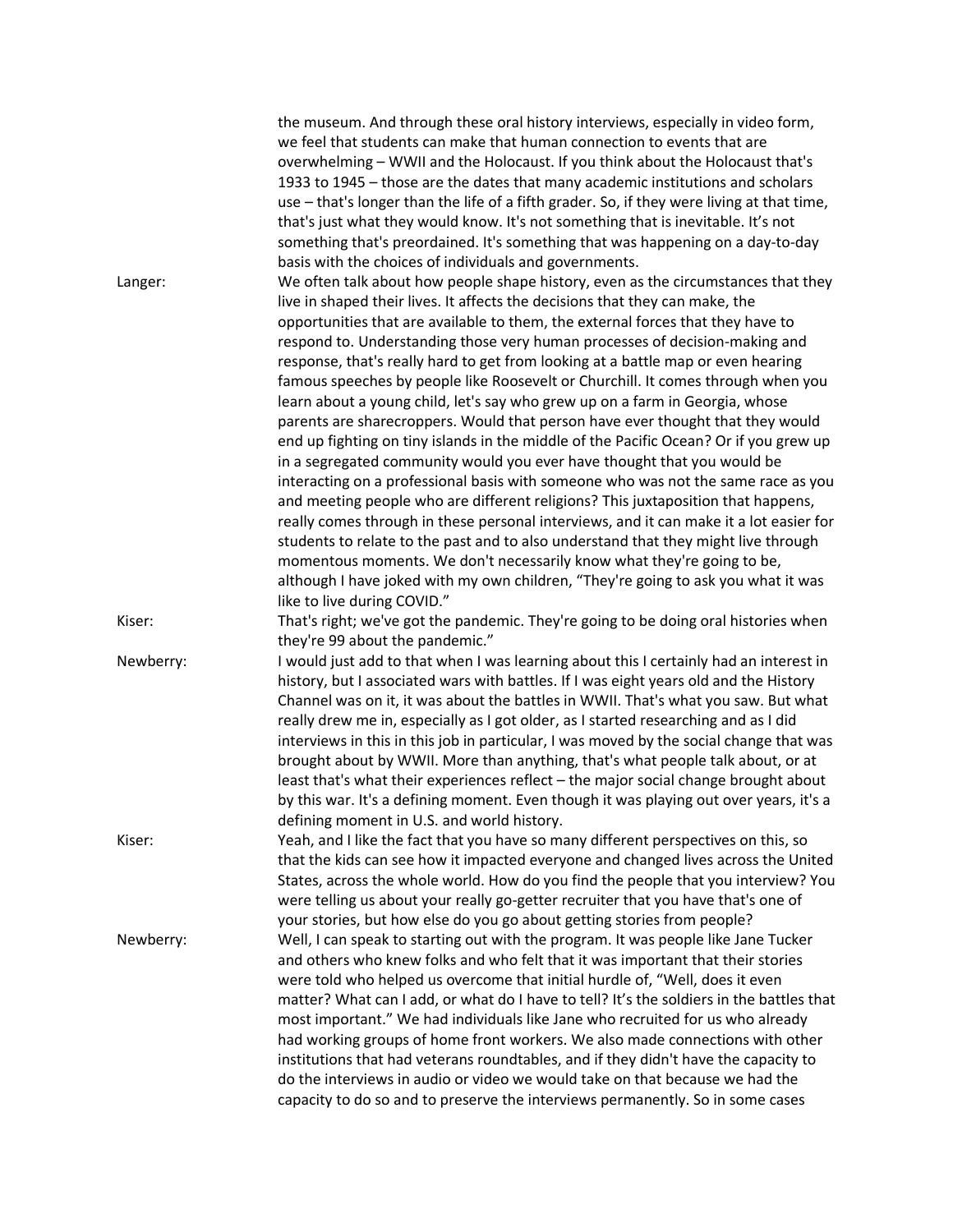the museum. And through these oral history interviews, especially in video form, we feel that students can make that human connection to events that are overwhelming – WWII and the Holocaust. If you think about the Holocaust that's 1933 to 1945 – those are the dates that many academic institutions and scholars use – that's longer than the life of a fifth grader. So, if they were living at that time, that's just what they would know. It's not something that is inevitable. It's not something that's preordained. It's something that was happening on a day-to-day basis with the choices of individuals and governments.

**Langer:** We often talk about how people shape history, even as the circumstances that they live in shaped their lives. It affects the decisions that they can make, the opportunities that are available to them, the external forces that they have to respond to. Understanding those very human processes of decision-making and response, that's really hard to get from looking at a battle map or even hearing famous speeches by people like Roosevelt or Churchill. It comes through when you learn about a young child, let's say who grew up on a farm in Georgia, whose parents are sharecroppers. Would that person have ever thought that they would end up fighting on tiny islands in the middle of the Pacific Ocean? Or if you grew up in a segregated community would you ever have thought that you would be interacting on a professional basis with someone who was not the same race as you and meeting people who are different religions? This juxtaposition that happens, really comes through in these personal interviews, and it can make it a lot easier for students to relate to the past and to also understand that they might live through momentous moments. We don't necessarily know what they're going to be, although I have joked with my own children, "They're going to ask you what it was like to live during COVID."

**Kiser:** That's right; we've got the pandemic. They're going to be doing oral histories when they're 99 about the pandemic."

**Newberry:** I would just add to that when I was learning about this I certainly had an interest in history, but I associated wars with battles. If I was eight years old and the History Channel was on it, it was about the battles in WWII. That's what you saw. But what really drew me in, especially as I got older, as I started researching and as I did interviews in this in this job in particular, I was moved by the social change that was brought about by WWII. More than anything, that's what people talk about, or at least that's what their experiences reflect – the major social change brought about by this war. It's a defining moment. Even though it was playing out over years, it's a defining moment in U.S. and world history.

**Kiser:** Yeah, and I like the fact that you have so many different perspectives on this, so that the kids can see how it impacted everyone and changed lives across the United States, across the whole world. How do you find the people that you interview? You were telling us about your really go-getter recruiter that you have that's one of your stories, but how else do you go about getting stories from people?

**Newberry:** Well, I can speak to starting out with the program. It was people like Jane Tucker and others who knew folks and who felt that it was important that their stories were told who helped us overcome that initial hurdle of, "Well, does it even matter? What can I add, or what do I have to tell? It's the soldiers in the battles that most important." We had individuals like Jane who recruited for us who already had working groups of home front workers. We also made connections with other institutions that had veterans roundtables, and if they didn't have the capacity to do the interviews in audio or video we would take on that because we had the capacity to do so and to preserve the interviews permanently. So in some cases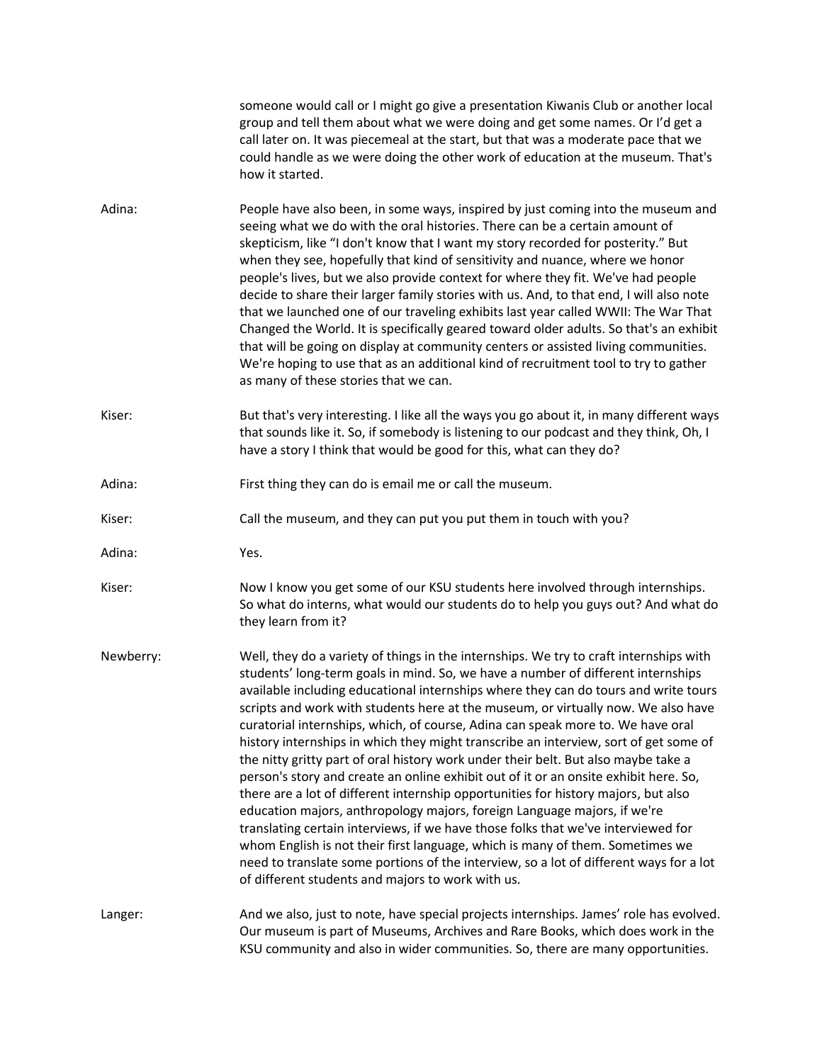someone would call or I might go give a presentation Kiwanis Club or another local group and tell them about what we were doing and get some names. Or I'd get a call later on. It was piecemeal at the start, but that was a moderate pace that we could handle as we were doing the other work of education at the museum. That's how it started.

Adina: People have also been, in some ways, inspired by just coming into the museum and seeing what we do with the oral histories. There can be a certain amount of skepticism, like "I don't know that I want my story recorded for posterity." But when they see, hopefully that kind of sensitivity and nuance, where we honor people's lives, but we also provide context for where they fit. We've had people decide to share their larger family stories with us. And, to that end, I will also note that we launched one of our traveling exhibits last year called WWII: The War That Changed the World. It is specifically geared toward older adults. So that's an exhibit that will be going on display at community centers or assisted living communities. We're hoping to use that as an additional kind of recruitment tool to try to gather as many of these stories that we can.

Kiser: But that's very interesting. I like all the ways you go about it, in many different ways that sounds like it. So, if somebody is listening to our podcast and they think, Oh, I have a story I think that would be good for this, what can they do?

Adina: First thing they can do is email me or call the museum.

Kiser: Call the museum, and they can put you put them in touch with you?

Adina: Yes.

Kiser: Now I know you get some of our KSU students here involved through internships. So what do interns, what would our students do to help you guys out? And what do they learn from it?

Newberry: Well, they do a variety of things in the internships. We try to craft internships with students' long-term goals in mind. So, we have a number of different internships available including educational internships where they can do tours and write tours scripts and work with students here at the museum, or virtually now. We also have curatorial internships, which, of course, Adina can speak more to. We have oral history internships in which they might transcribe an interview, sort of get some of the nitty gritty part of oral history work under their belt. But also maybe take a person's story and create an online exhibit out of it or an onsite exhibit here. So, there are a lot of different internship opportunities for history majors, but also education majors, anthropology majors, foreign Language majors, if we're translating certain interviews, if we have those folks that we've interviewed for whom English is not their first language, which is many of them. Sometimes we need to translate some portions of the interview, so a lot of different ways for a lot of different students and majors to work with us.

Langer: And we also, just to note, have special projects internships. James' role has evolved. Our museum is part of Museums, Archives and Rare Books, which does work in the KSU community and also in wider communities. So, there are many opportunities.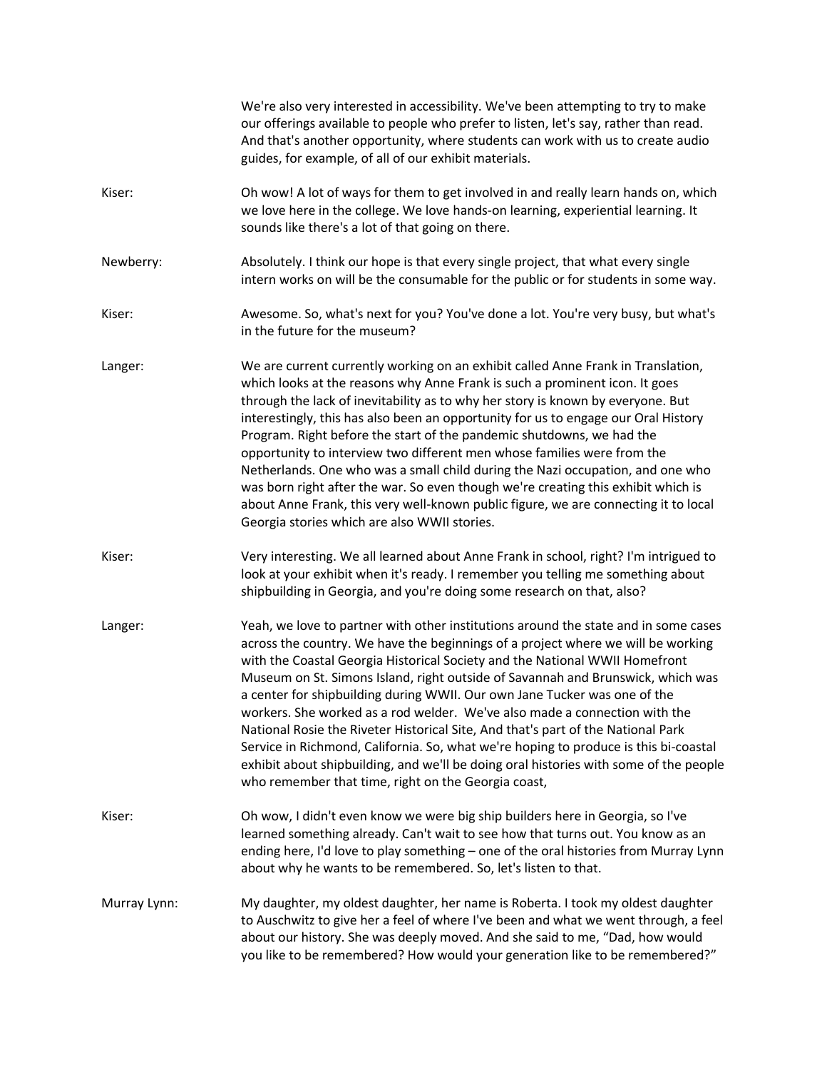We're also very interested in accessibility. We've been attempting to try to make our offerings available to people who prefer to listen, let's say, rather than read. And that's another opportunity, where students can work with us to create audio guides, for example, of all of our exhibit materials.

Kiser: Oh wow! A lot of ways for them to get involved in and really learn hands on, which we love here in the college. We love hands-on learning, experiential learning. It sounds like there's a lot of that going on there.

Newberry: Absolutely. I think our hope is that every single project, that what every single intern works on will be the consumable for the public or for students in some way.

Kiser: Awesome. So, what's next for you? You've done a lot. You're very busy, but what's in the future for the museum?

Langer: We are current currently working on an exhibit called Anne Frank in Translation, which looks at the reasons why Anne Frank is such a prominent icon. It goes through the lack of inevitability as to why her story is known by everyone. But interestingly, this has also been an opportunity for us to engage our Oral History Program. Right before the start of the pandemic shutdowns, we had the opportunity to interview two different men whose families were from the Netherlands. One who was a small child during the Nazi occupation, and one who was born right after the war. So even though we're creating this exhibit which is about Anne Frank, this very well-known public figure, we are connecting it to local Georgia stories which are also WWII stories.

Kiser: Very interesting. We all learned about Anne Frank in school, right? I'm intrigued to look at your exhibit when it's ready. I remember you telling me something about shipbuilding in Georgia, and you're doing some research on that, also?

Langer: Yeah, we love to partner with other institutions around the state and in some cases across the country. We have the beginnings of a project where we will be working with the Coastal Georgia Historical Society and the National WWII Homefront Museum on St. Simons Island, right outside of Savannah and Brunswick, which was a center for shipbuilding during WWII. Our own Jane Tucker was one of the workers. She worked as a rod welder. We've also made a connection with the National Rosie the Riveter Historical Site, And that's part of the National Park Service in Richmond, California. So, what we're hoping to produce is this bi-coastal exhibit about shipbuilding, and we'll be doing oral histories with some of the people who remember that time, right on the Georgia coast,

Kiser: Oh wow, I didn't even know we were big ship builders here in Georgia, so I've learned something already. Can't wait to see how that turns out. You know as an ending here, I'd love to play something – one of the oral histories from Murray Lynn about why he wants to be remembered. So, let's listen to that.

Murray Lynn: My daughter, my oldest daughter, her name is Roberta. I took my oldest daughter to Auschwitz to give her a feel of where I've been and what we went through, a feel about our history. She was deeply moved. And she said to me, "Dad, how would you like to be remembered? How would your generation like to be remembered?"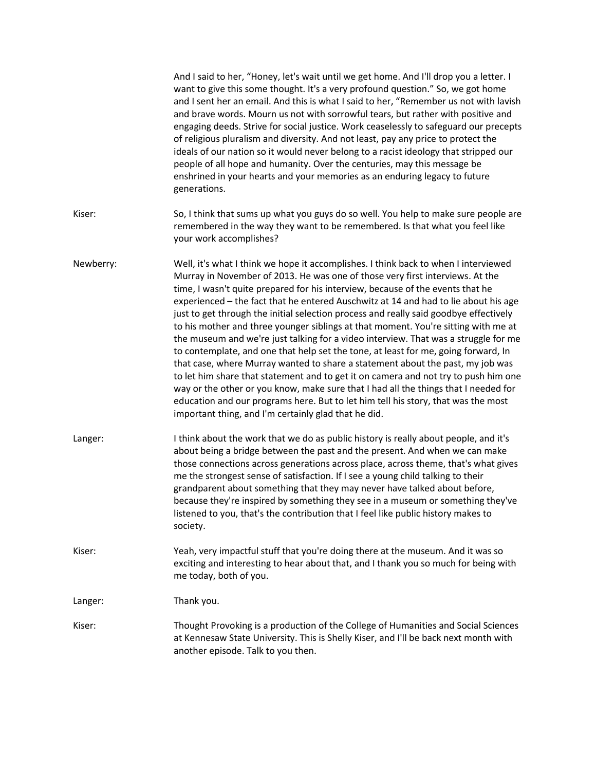And I said to her, "Honey, let's wait until we get home. And I'll drop you a letter. I want to give this some thought. It's a very profound question." So, we got home and I sent her an email. And this is what I said to her, "Remember us not with lavish and brave words. Mourn us not with sorrowful tears, but rather with positive and engaging deeds. Strive for social justice. Work ceaselessly to safeguard our precepts of religious pluralism and diversity. And not least, pay any price to protect the ideals of our nation so it would never belong to a racist ideology that stripped our people of all hope and humanity. Over the centuries, may this message be enshrined in your hearts and your memories as an enduring legacy to future generations.

Kiser: So, I think that sums up what you guys do so well. You help to make sure people are remembered in the way they want to be remembered. Is that what you feel like your work accomplishes?

Newberry: Well, it's what I think we hope it accomplishes. I think back to when I interviewed Murray in November of 2013. He was one of those very first interviews. At the time, I wasn't quite prepared for his interview, because of the events that he experienced – the fact that he entered Auschwitz at 14 and had to lie about his age just to get through the initial selection process and really said goodbye effectively to his mother and three younger siblings at that moment. You're sitting with me at the museum and we're just talking for a video interview. That was a struggle for me to contemplate, and one that help set the tone, at least for me, going forward, In that case, where Murray wanted to share a statement about the past, my job was to let him share that statement and to get it on camera and not try to push him one way or the other or you know, make sure that I had all the things that I needed for education and our programs here. But to let him tell his story, that was the most important thing, and I'm certainly glad that he did.

Langer: I think about the work that we do as public history is really about people, and it's about being a bridge between the past and the present. And when we can make those connections across generations across place, across theme, that's what gives me the strongest sense of satisfaction. If I see a young child talking to their grandparent about something that they may never have talked about before, because they're inspired by something they see in a museum or something they've listened to you, that's the contribution that I feel like public history makes to society.

Kiser: Yeah, very impactful stuff that you're doing there at the museum. And it was so exciting and interesting to hear about that, and I thank you so much for being with me today, both of you.

Langer: Thank you.

Kiser: Thought Provoking is a production of the College of Humanities and Social Sciences at Kennesaw State University. This is Shelly Kiser, and I'll be back next month with another episode. Talk to you then.